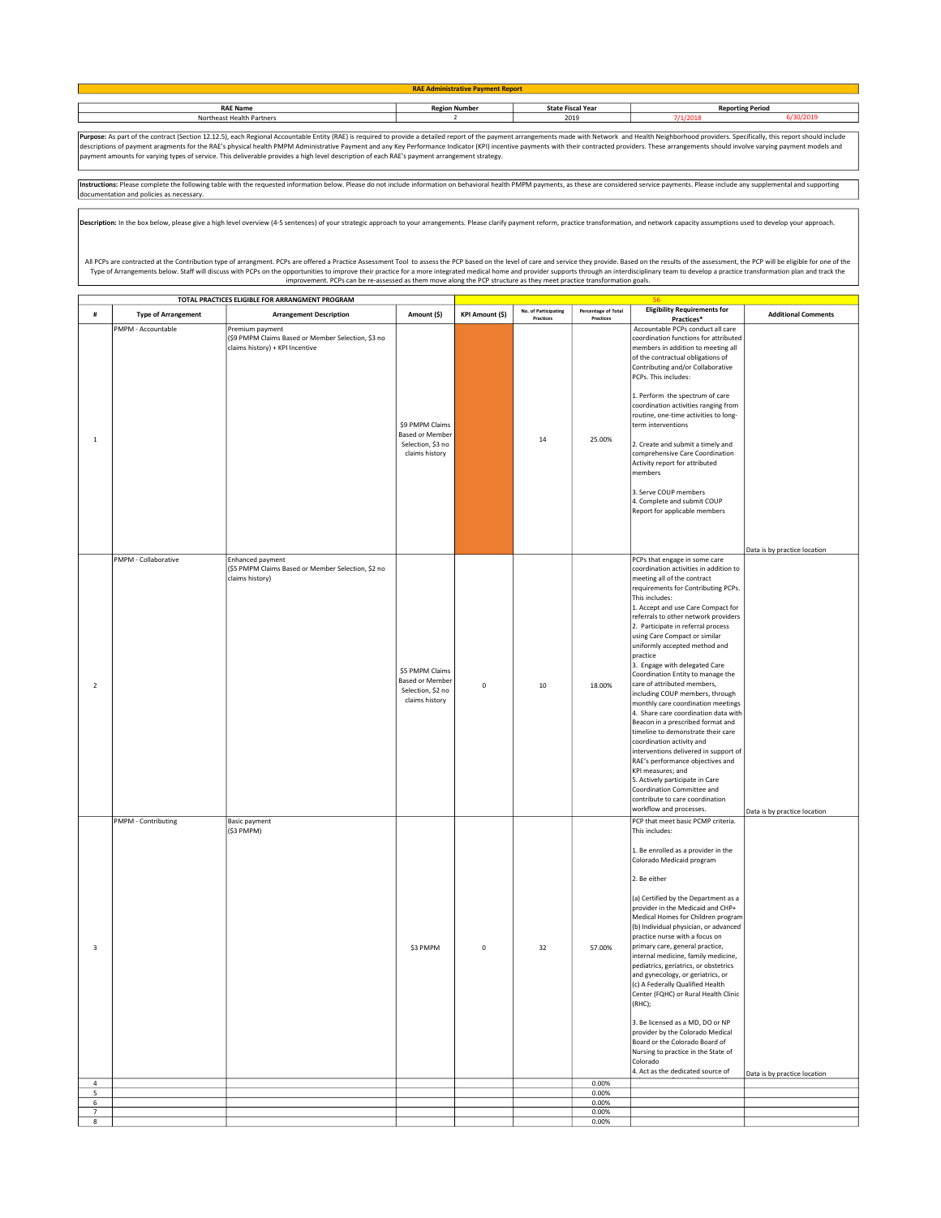# RAE Administrative Payment Report

| RAE Name | Region Number | State Fiscal Year | Reporting Period | |
|---|---|---|---|---|
| Northeast Health Partners | 2 | 2019 | 7/1/2018 | 6/30/2019 |

**Purpose:** As part of the contract (Section 12.12.5), each Regional Accountable Entity (RAE) is required to provide a detailed report of the payment arrangements made with Network and Health Neighborhood providers. Specifically, this report should include descriptions of payment argaments for the RAE's physical health PMPM Administrative Payment and any Key Performance Indicator (KPI) incentive payments with their contracted providers. These arrangements should involve varying payment models and payment amounts for varying types of service. This deliverable provides a high level description of each RAE's payment arrangement strategy.

**Instructions:** Please complete the following table with the requested information below. Please do not include information on behavioral health PMPM payments, as these are considered service payments. Please include any supplemental and supporting documentation and policies as necessary.

**Description:** In the box below, please give a high level overview (4-5 sentences) of your strategic approach to your arrangements. Please clarify payment reform, practice transformation, and network capacity assumptions used to develop your approach.

All PCPs are contracted at the Contribution type of arrangment. PCPs are offered a Practice Assessment Tool to assess the PCP based on the level of care and service they provide. Based on the results of the assessment, the PCP will be eligible for one of the Type of Arrangements below. Staff will discuss with PCPs on the opportunities to improve their practice for a more integrated medical home and provider supports through an interdisciplinary team to develop a practice transformation plan and track the improvement. PCPs can be re-assessed as them move along the PCP structure as they meet practice transformation goals.

| TOTAL PRACTICES ELIGIBLE FOR ARRANGMENT PROGRAM | | | | 56 | | | | |
|---|---|---|---|---|---|---|---|---|
| # | Type of Arrangement | Arrangement Description | Amount ($) | KPI Amount ($) | No. of Participating Practices | Percentage of Total Practices | Eligibility Requirements for Practices* | Additional Comments |
| 1 | PMPM - Accountable | Premium payment<br>($9 PMPM Claims Based or Member Selection, $3 no claims history) + KPI Incentive | $9 PMPM Claims Based or Member Selection, $3 no claims history | | 14 | 25.00% | Accountable PCPs conduct all care coordination functions for attributed members in addition to meeting all of the contractual obligations of Contributing and/or Collaborative PCPs. This includes:<br><br>1. Perform the spectrum of care coordination activities ranging from routine, one-time activities to long-term interventions<br><br>2. Create and submit a timely and comprehensive Care Coordination Activity report for attributed members<br><br>3. Serve COUP members<br>4. Complete and submit COUP Report for applicable members | Data is by practice location |
| 2 | PMPM - Collaborative | Enhanced payment<br>($5 PMPM Claims Based or Member Selection, $2 no claims history) | $5 PMPM Claims Based or Member Selection, $2 no claims history | 0 | 10 | 18.00% | PCPs that engage in some care coordination activities in addition to meeting all of the contract requirements for Contributing PCPs. This includes:<br>1. Accept and use Care Compact for referrals to other network providers<br>2. Participate in referral process using Care Compact or similar uniformly accepted method and practice<br>3. Engage with delegated Care Coordination Entity to manage the care of attributed members, including COUP members, through monthly care coordination meetings<br>4. Share care coordination data with Beacon in a prescribed format and timeline to demonstrate their care coordination activity and interventions delivered in support of RAE's performance objectives and KPI measures; and<br>5. Actively participate in Care Coordination Committee and contribute to care coordination workflow and processes. | Data is by practice location |
| 3 | PMPM - Contributing | Basic payment<br>($3 PMPM) | $3 PMPM | 0 | 32 | 57.00% | PCP that meet basic PCMP criteria. This includes:<br><br>1. Be enrolled as a provider in the Colorado Medicaid program<br><br>2. Be either<br><br>(a) Certified by the Department as a provider in the Medicaid and CHP+ Medical Homes for Children program<br>(b) Individual physician, or advanced practice nurse with a focus on primary care, general practice, internal medicine, family medicine, pediatrics, geriatrics, or obstetrics and gynecology, or geriatrics, or<br>(c) A Federally Qualified Health Center (FQHC) or Rural Health Clinic (RHC);<br><br>3. Be licensed as a MD, DO or NP provider by the Colorado Medical Board or the Colorado Board of Nursing to practice in the State of Colorado<br>4. Act as the dedicated source of | Data is by practice location |
| 4 | | | | | | 0.00% | | |
| 5 | | | | | | 0.00% | | |
| 6 | | | | | | 0.00% | | |
| 7 | | | | | | 0.00% | | |
| 8 | | | | | | 0.00% | | |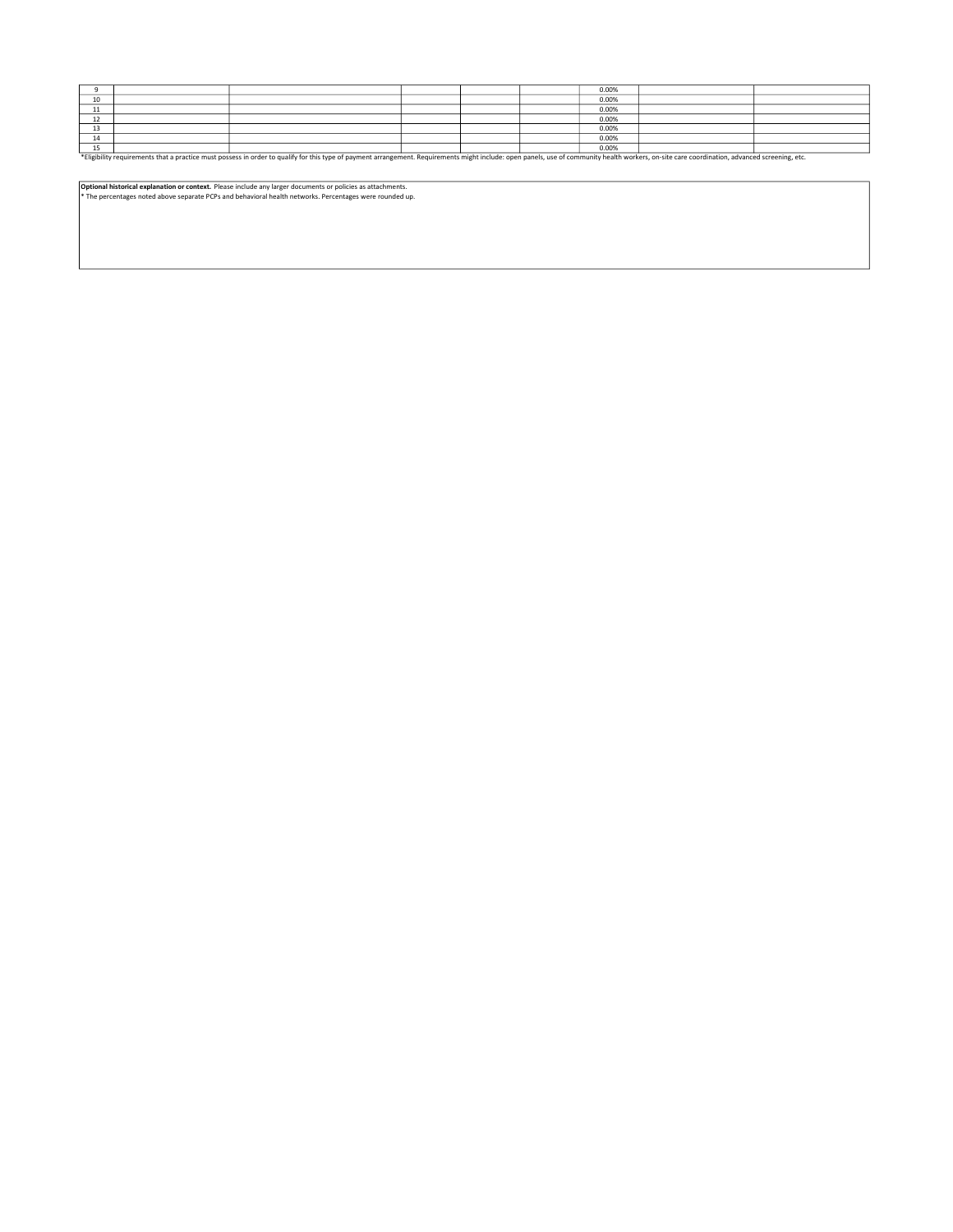| | | | | | | | | |
|---|---|---|---|---|---|---|---|---|
| 9 | | | | | | 0.00% | | |
| 10 | | | | | | 0.00% | | |
| 11 | | | | | | 0.00% | | |
| 12 | | | | | | 0.00% | | |
| 13 | | | | | | 0.00% | | |
| 14 | | | | | | 0.00% | | |
| 15 | | | | | | 0.00% | | |

*Eligibility requirements that a practice must possess in order to qualify for this type of payment arrangement. Requirements might include: open panels, use of community health workers, on-site care coordination, advanced screening, etc.

**Optional historical explanation or context.** Please include any larger documents or policies as attachments.
* The percentages noted above separate PCPs and behavioral health networks. Percentages were rounded up.